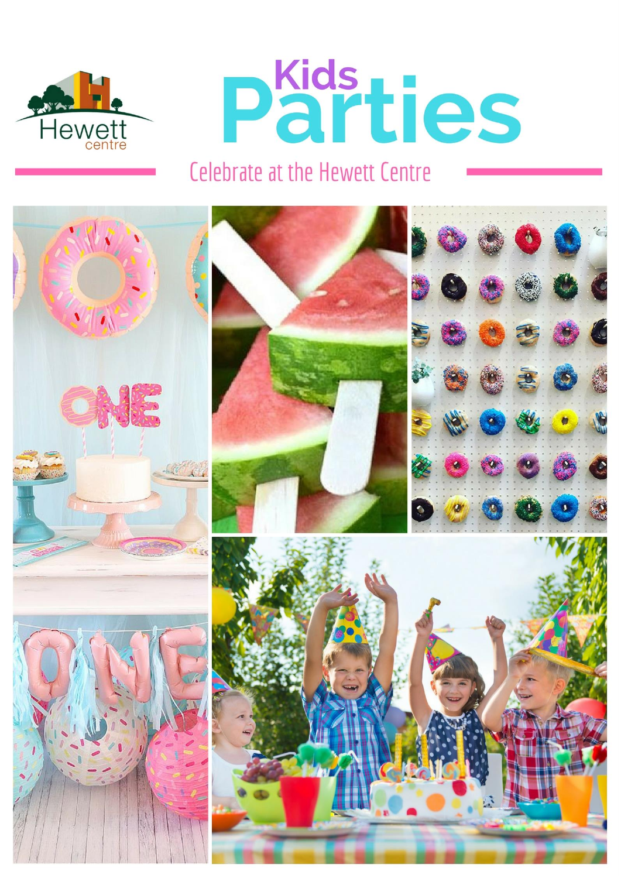Hewett centre

# Kids Parties

Celebrate at the Hewett Centre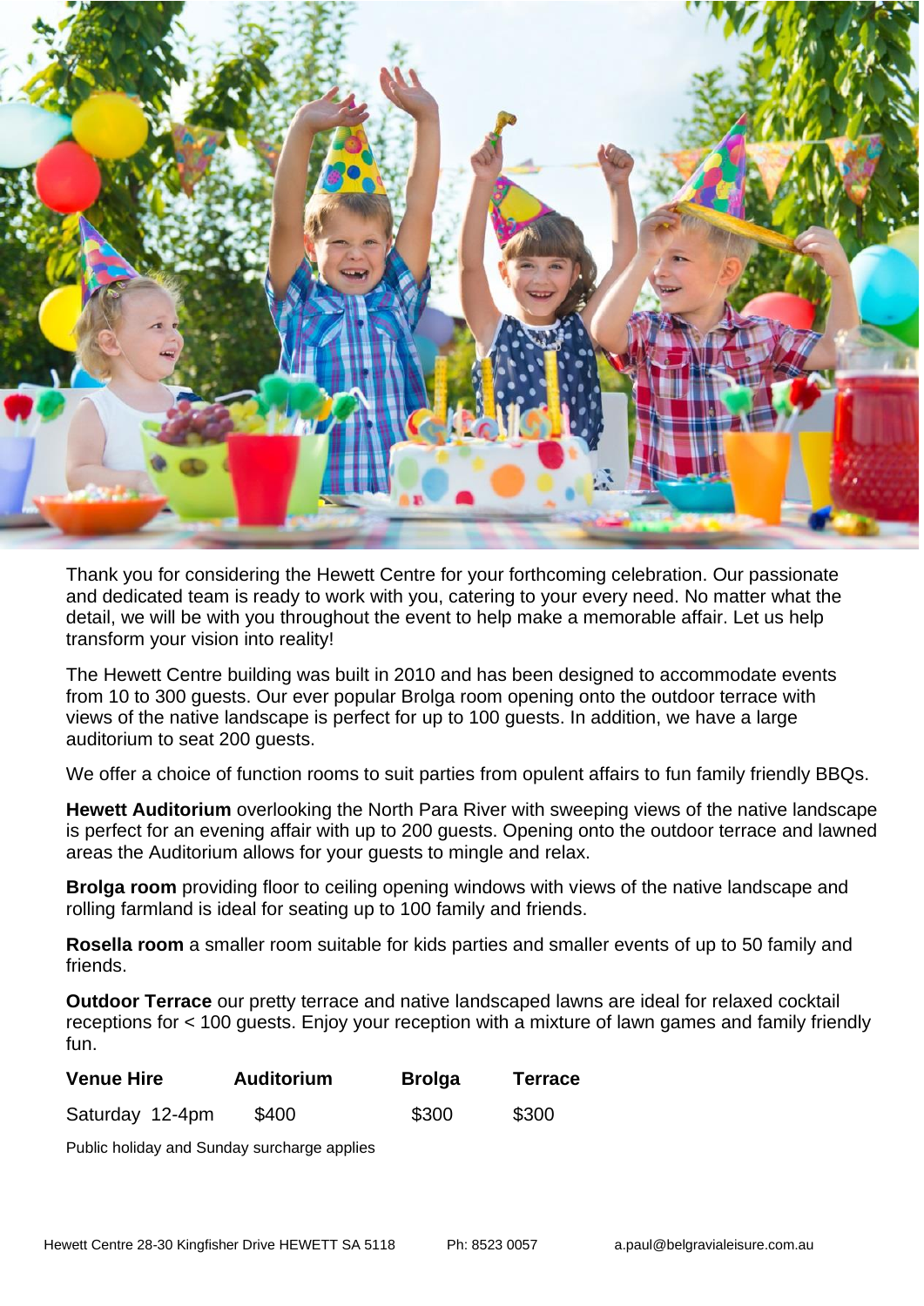Thank you for considering the Hewett Centre for your forthcoming celebration. Our passionate and dedicated team is ready to work with you, catering to your every need. No matter what the detail, we will be with you throughout the event to help make a memorable affair. Let us help transform your vision into reality!

The Hewett Centre building was built in 2010 and has been designed to accommodate events from 10 to 300 guests. Our ever popular Brolga room opening onto the outdoor terrace with views of the native landscape is perfect for up to 100 guests. In addition, we have a large auditorium to seat 200 guests.

We offer a choice of function rooms to suit parties from opulent affairs to fun family friendly BBQs.

**Hewett Auditorium** overlooking the North Para River with sweeping views of the native landscape is perfect for an evening affair with up to 200 guests. Opening onto the outdoor terrace and lawned areas the Auditorium allows for your guests to mingle and relax.

**Brolga room** providing floor to ceiling opening windows with views of the native landscape and rolling farmland is ideal for seating up to 100 family and friends.

**Rosella room** a smaller room suitable for kids parties and smaller events of up to 50 family and friends.

**Outdoor Terrace** our pretty terrace and native landscaped lawns are ideal for relaxed cocktail receptions for < 100 guests. Enjoy your reception with a mixture of lawn games and family friendly fun.

| **Venue Hire** | **Auditorium** | **Brolga** | **Terrace** |
|---|---|---|---|
| Saturday 12-4pm | $400 | $300 | $300 |

Public holiday and Sunday surcharge applies

Hewett Centre 28-30 Kingfisher Drive HEWETT SA 5118 Ph: 8523 0057 a.paul@belgravialeisure.com.au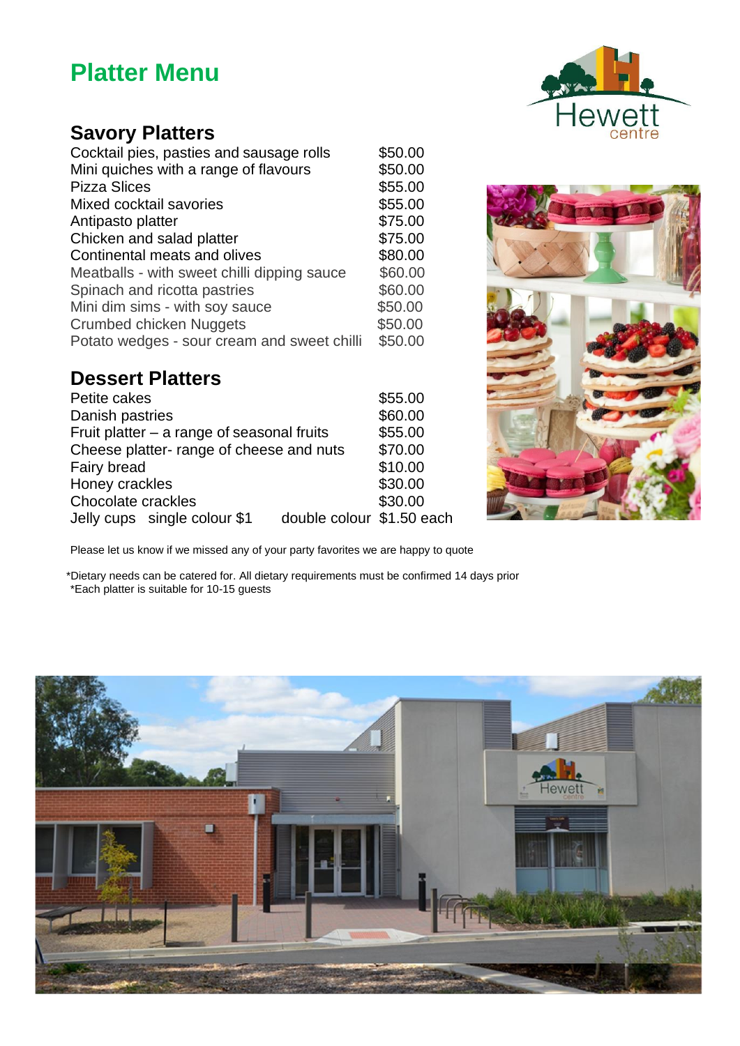# Platter Menu

## Savory Platters

| Item | Price |
|---|---|
| Cocktail pies, pasties and sausage rolls | $50.00 |
| Mini quiches with a range of flavours | $50.00 |
| Pizza Slices | $55.00 |
| Mixed cocktail savories | $55.00 |
| Antipasto platter | $75.00 |
| Chicken and salad platter | $75.00 |
| Continental meats and olives | $80.00 |
| Meatballs - with sweet chilli dipping sauce | $60.00 |
| Spinach and ricotta pastries | $60.00 |
| Mini dim sims - with soy sauce | $50.00 |
| Crumbed chicken Nuggets | $50.00 |
| Potato wedges - sour cream and sweet chilli | $50.00 |

## Dessert Platters

| Item | Price |
|---|---|
| Petite cakes | $55.00 |
| Danish pastries | $60.00 |
| Fruit platter – a range of seasonal fruits | $55.00 |
| Cheese platter- range of cheese and nuts | $70.00 |
| Fairy bread | $10.00 |
| Honey crackles | $30.00 |
| Chocolate crackles | $30.00 |
| Jelly cups single colour $1 double colour | $1.50 each |

Please let us know if we missed any of your party favorites we are happy to quote

*Dietary needs can be catered for. All dietary requirements must be confirmed 14 days prior
*Each platter is suitable for 10-15 guests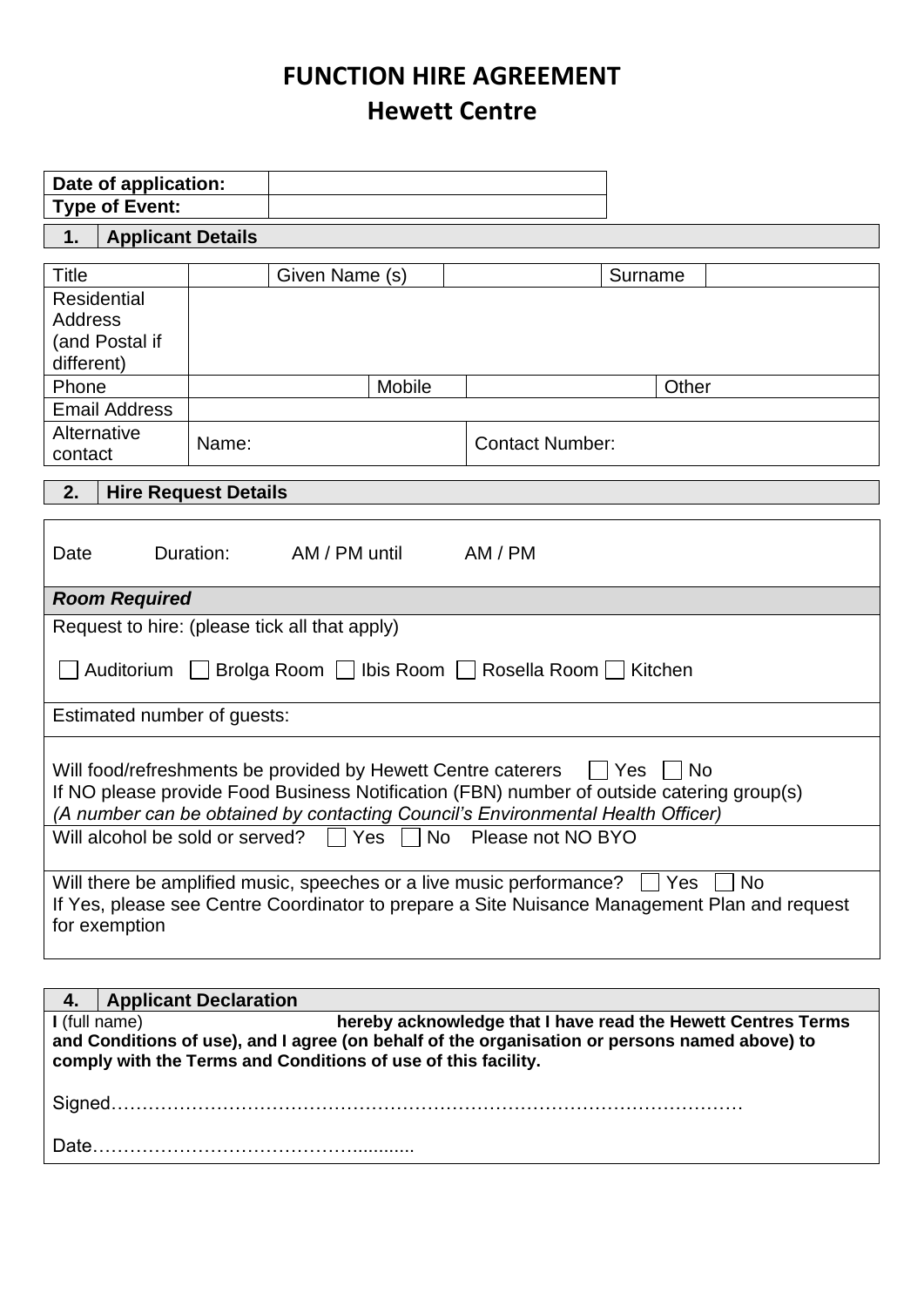# FUNCTION HIRE AGREEMENT

## Hewett Centre

| | |
|---|---|
| **Date of application:** | |
| **Type of Event:** | |

| | |
|---|---|
| **1.** | **Applicant Details** |

| | | | | | |
|---|---|---|---|---|---|
| Title | | Given Name (s) | | Surname | |
| Residential Address (and Postal if different) | | | | | |
| Phone | | Mobile | | Other | |
| Email Address | | | | | |
| Alternative contact | Name: | | Contact Number: | | |

| | |
|---|---|
| **2.** | **Hire Request Details** |

Date Duration: AM / PM until AM / PM

***Room Required***

Request to hire: (please tick all that apply)

☐ Auditorium ☐ Brolga Room ☐ Ibis Room ☐ Rosella Room ☐ Kitchen

Estimated number of guests:

Will food/refreshments be provided by Hewett Centre caterers ☐ Yes ☐ No
If NO please provide Food Business Notification (FBN) number of outside catering group(s)
*(A number can be obtained by contacting Council's Environmental Health Officer)*

Will alcohol be sold or served? ☐ Yes ☐ No Please not NO BYO

Will there be amplified music, speeches or a live music performance? ☐ Yes ☐ No
If Yes, please see Centre Coordinator to prepare a Site Nuisance Management Plan and request for exemption

| | |
|---|---|
| **4.** | **Applicant Declaration** |

**I** (full name) **hereby acknowledge that I have read the Hewett Centres Terms and Conditions of use), and I agree (on behalf of the organisation or persons named above) to comply with the Terms and Conditions of use of this facility.**

Signed……………………………………………………………………………………………

Date…………………………………………...........